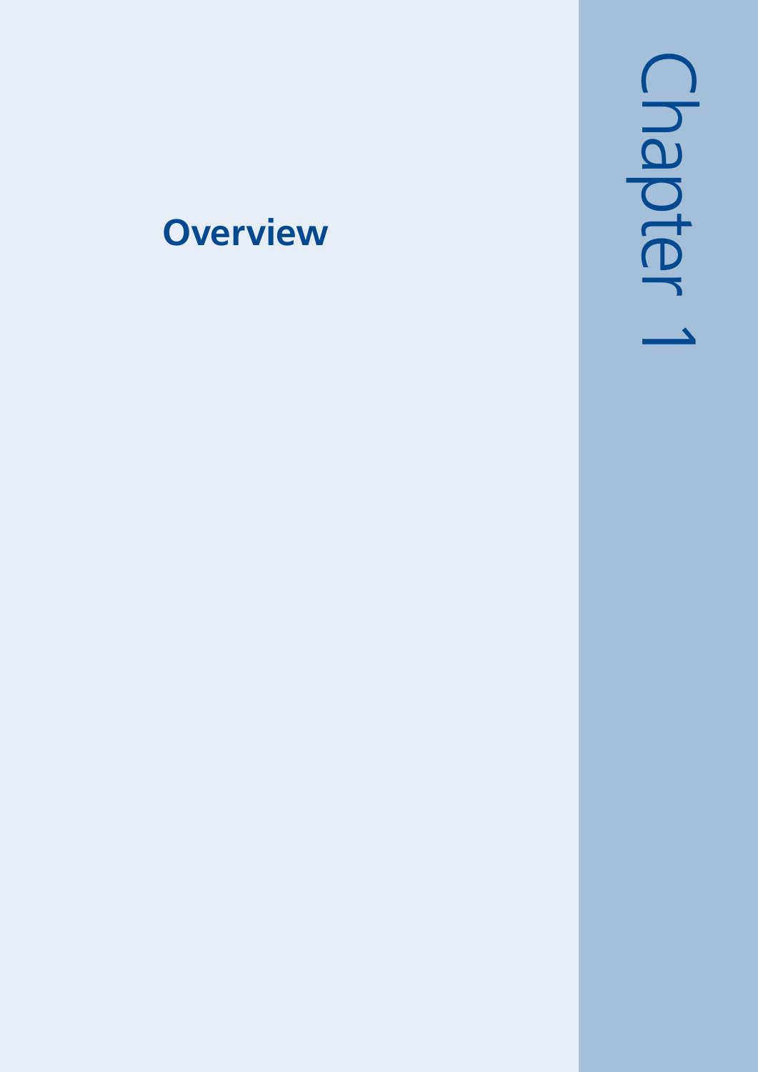# Chapter 1

## Overview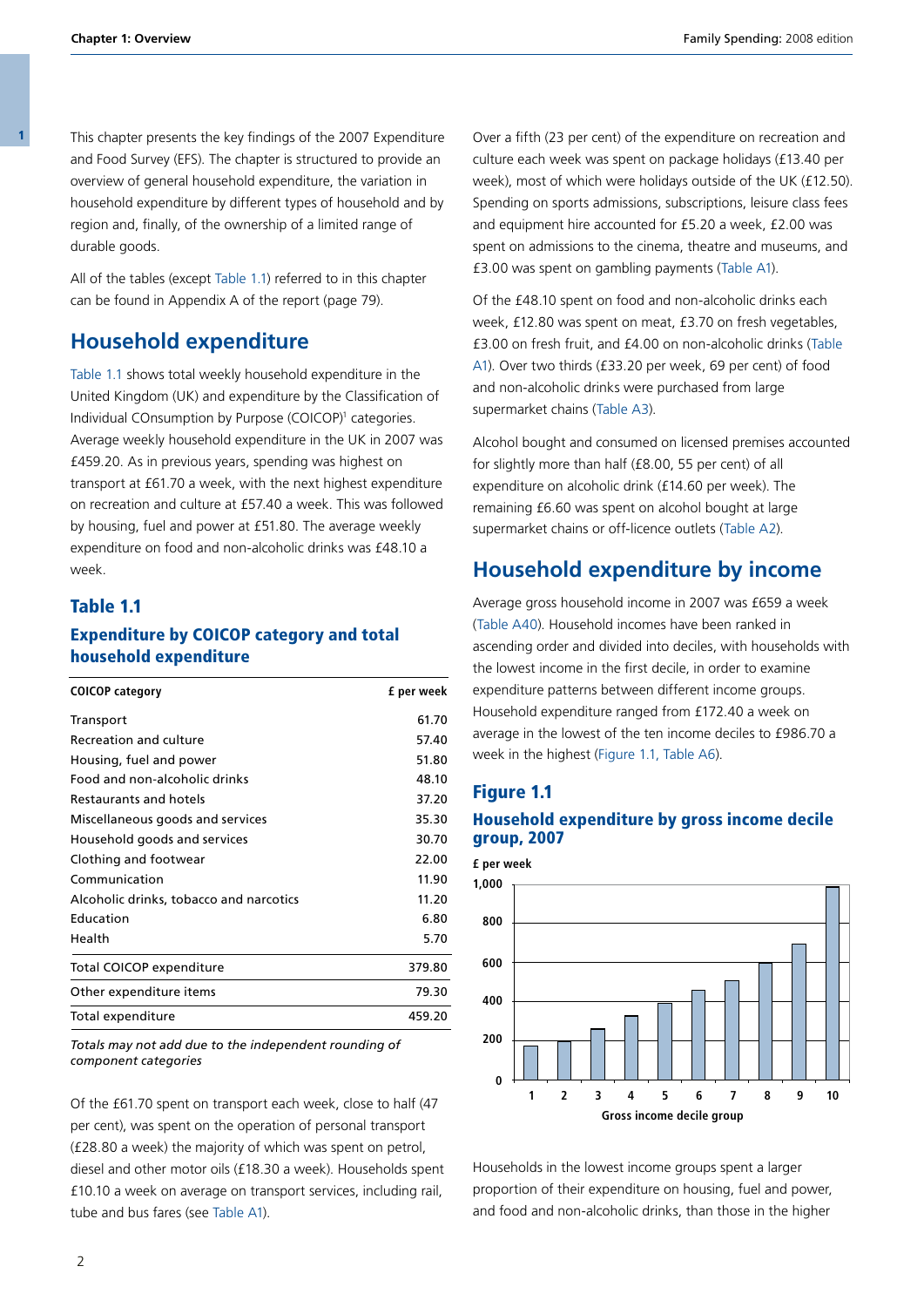This chapter presents the key findings of the 2007 Expenditure and Food Survey (EFS). The chapter is structured to provide an overview of general household expenditure, the variation in household expenditure by different types of household and by region and, finally, of the ownership of a limited range of durable goods.

All of the tables (except Table 1.1) referred to in this chapter can be found in Appendix A of the report (page 79).

## Household expenditure

Table 1.1 shows total weekly household expenditure in the United Kingdom (UK) and expenditure by the Classification of Individual COnsumption by Purpose (COICOP)[1] categories. Average weekly household expenditure in the UK in 2007 was £459.20. As in previous years, spending was highest on transport at £61.70 a week, with the next highest expenditure on recreation and culture at £57.40 a week. This was followed by housing, fuel and power at £51.80. The average weekly expenditure on food and non-alcoholic drinks was £48.10 a week.

### Table 1.1

### Expenditure by COICOP category and total household expenditure

| COICOP category | £ per week |
|---|---|
| Transport | 61.70 |
| Recreation and culture | 57.40 |
| Housing, fuel and power | 51.80 |
| Food and non-alcoholic drinks | 48.10 |
| Restaurants and hotels | 37.20 |
| Miscellaneous goods and services | 35.30 |
| Household goods and services | 30.70 |
| Clothing and footwear | 22.00 |
| Communication | 11.90 |
| Alcoholic drinks, tobacco and narcotics | 11.20 |
| Education | 6.80 |
| Health | 5.70 |
| Total COICOP expenditure | 379.80 |
| Other expenditure items | 79.30 |
| Total expenditure | 459.20 |

*Totals may not add due to the independent rounding of component categories*

Of the £61.70 spent on transport each week, close to half (47 per cent), was spent on the operation of personal transport (£28.80 a week) the majority of which was spent on petrol, diesel and other motor oils (£18.30 a week). Households spent £10.10 a week on average on transport services, including rail, tube and bus fares (see Table A1).

Over a fifth (23 per cent) of the expenditure on recreation and culture each week was spent on package holidays (£13.40 per week), most of which were holidays outside of the UK (£12.50). Spending on sports admissions, subscriptions, leisure class fees and equipment hire accounted for £5.20 a week, £2.00 was spent on admissions to the cinema, theatre and museums, and £3.00 was spent on gambling payments (Table A1).

Of the £48.10 spent on food and non-alcoholic drinks each week, £12.80 was spent on meat, £3.70 on fresh vegetables, £3.00 on fresh fruit, and £4.00 on non-alcoholic drinks (Table A1). Over two thirds (£33.20 per week, 69 per cent) of food and non-alcoholic drinks were purchased from large supermarket chains (Table A3).

Alcohol bought and consumed on licensed premises accounted for slightly more than half (£8.00, 55 per cent) of all expenditure on alcoholic drink (£14.60 per week). The remaining £6.60 was spent on alcohol bought at large supermarket chains or off-licence outlets (Table A2).

## Household expenditure by income

Average gross household income in 2007 was £659 a week (Table A40). Household incomes have been ranked in ascending order and divided into deciles, with households with the lowest income in the first decile, in order to examine expenditure patterns between different income groups. Household expenditure ranged from £172.40 a week on average in the lowest of the ten income deciles to £986.70 a week in the highest (Figure 1.1, Table A6).

### Figure 1.1

### Household expenditure by gross income decile group, 2007

£ per week

Gross income decile group

Households in the lowest income groups spent a larger proportion of their expenditure on housing, fuel and power, and food and non-alcoholic drinks, than those in the higher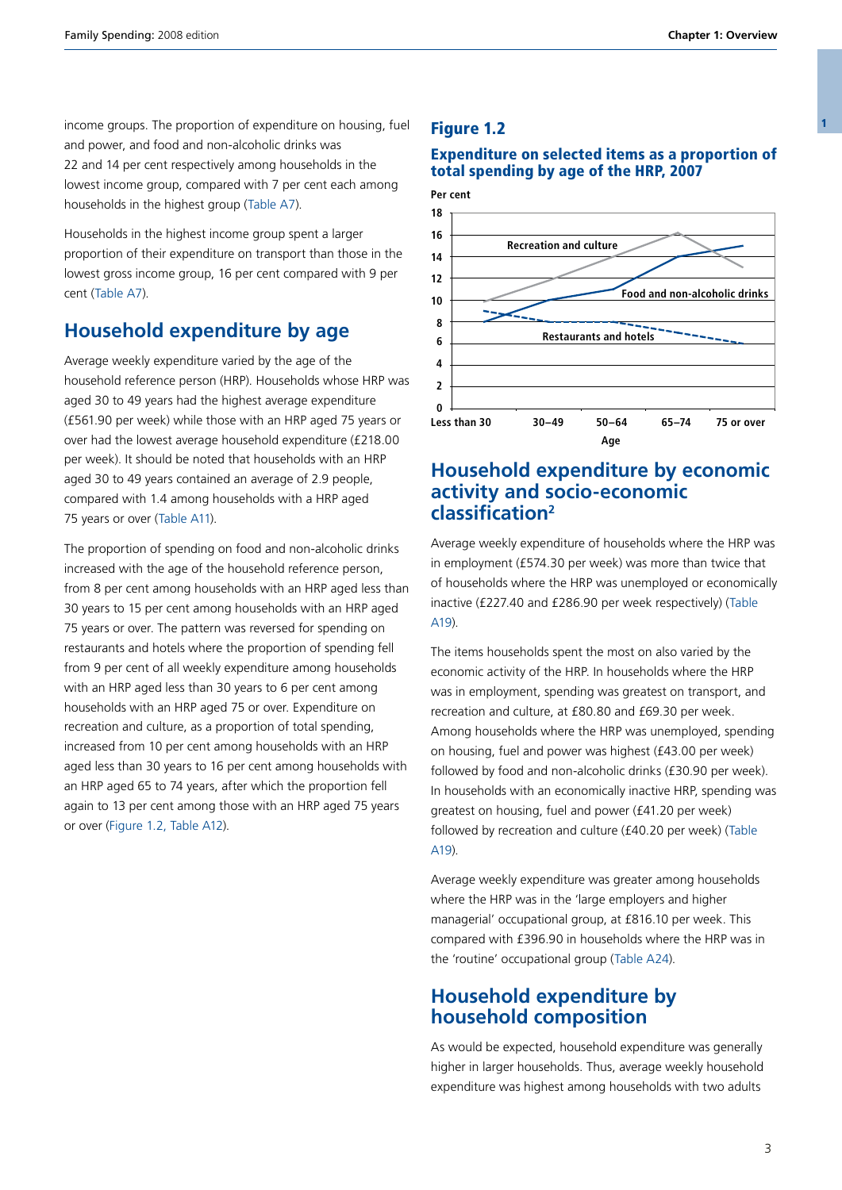income groups. The proportion of expenditure on housing, fuel and power, and food and non-alcoholic drinks was 22 and 14 per cent respectively among households in the lowest income group, compared with 7 per cent each among households in the highest group (Table A7).

Households in the highest income group spent a larger proportion of their expenditure on transport than those in the lowest gross income group, 16 per cent compared with 9 per cent (Table A7).

## Household expenditure by age

Average weekly expenditure varied by the age of the household reference person (HRP). Households whose HRP was aged 30 to 49 years had the highest average expenditure (£561.90 per week) while those with an HRP aged 75 years or over had the lowest average household expenditure (£218.00 per week). It should be noted that households with an HRP aged 30 to 49 years contained an average of 2.9 people, compared with 1.4 among households with a HRP aged 75 years or over (Table A11).

The proportion of spending on food and non-alcoholic drinks increased with the age of the household reference person, from 8 per cent among households with an HRP aged less than 30 years to 15 per cent among households with an HRP aged 75 years or over. The pattern was reversed for spending on restaurants and hotels where the proportion of spending fell from 9 per cent of all weekly expenditure among households with an HRP aged less than 30 years to 6 per cent among households with an HRP aged 75 or over. Expenditure on recreation and culture, as a proportion of total spending, increased from 10 per cent among households with an HRP aged less than 30 years to 16 per cent among households with an HRP aged 65 to 74 years, after which the proportion fell again to 13 per cent among those with an HRP aged 75 years or over (Figure 1.2, Table A12).

### Figure 1.2

### Expenditure on selected items as a proportion of total spending by age of the HRP, 2007

| Age | Recreation and culture (Per cent) | Food and non-alcoholic drinks (Per cent) | Restaurants and hotels (Per cent) |
|---|---|---|---|
| Less than 30 | 10 | 8 | 9 |
| 30–49 | 12 | 10 | 8 |
| 50–64 | 14 | 11 | 8 |
| 65–74 | 16 | 14 | 7 |
| 75 or over | 13 | 15 | 6 |

## Household expenditure by economic activity and socio-economic classification[2]

Average weekly expenditure of households where the HRP was in employment (£574.30 per week) was more than twice that of households where the HRP was unemployed or economically inactive (£227.40 and £286.90 per week respectively) (Table A19).

The items households spent the most on also varied by the economic activity of the HRP. In households where the HRP was in employment, spending was greatest on transport, and recreation and culture, at £80.80 and £69.30 per week. Among households where the HRP was unemployed, spending on housing, fuel and power was highest (£43.00 per week) followed by food and non-alcoholic drinks (£30.90 per week). In households with an economically inactive HRP, spending was greatest on housing, fuel and power (£41.20 per week) followed by recreation and culture (£40.20 per week) (Table A19).

Average weekly expenditure was greater among households where the HRP was in the 'large employers and higher managerial' occupational group, at £816.10 per week. This compared with £396.90 in households where the HRP was in the 'routine' occupational group (Table A24).

## Household expenditure by household composition

As would be expected, household expenditure was generally higher in larger households. Thus, average weekly household expenditure was highest among households with two adults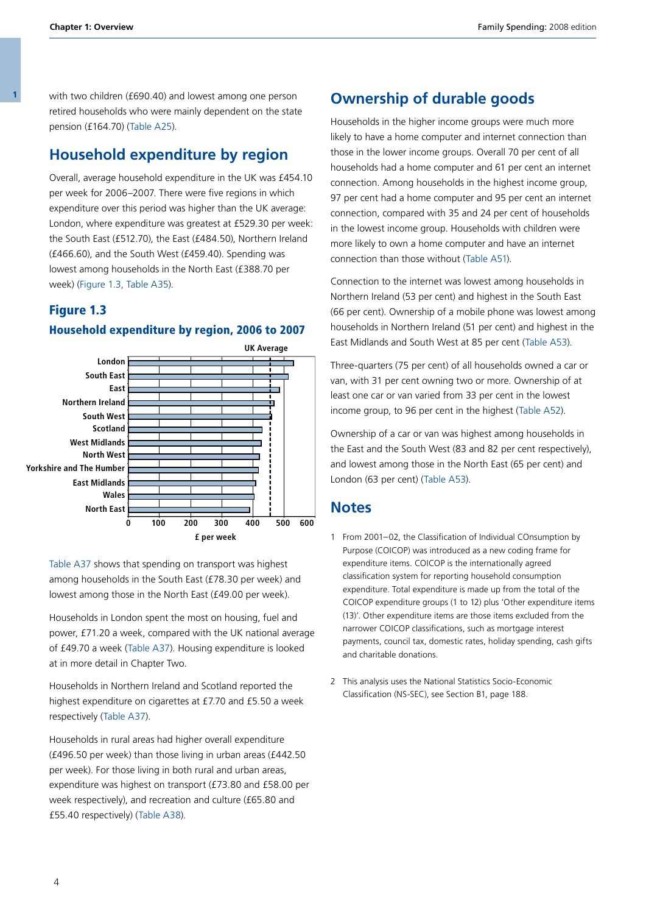with two children (£690.40) and lowest among one person retired households who were mainly dependent on the state pension (£164.70) (Table A25).

## Household expenditure by region

Overall, average household expenditure in the UK was £454.10 per week for 2006–2007. There were five regions in which expenditure over this period was higher than the UK average: London, where expenditure was greatest at £529.30 per week: the South East (£512.70), the East (£484.50), Northern Ireland (£466.60), and the South West (£459.40). Spending was lowest among households in the North East (£388.70 per week) (Figure 1.3, Table A35).

### Figure 1.3
### Household expenditure by region, 2006 to 2007

UK Average

London
South East
East
Northern Ireland
South West
Scotland
West Midlands
North West
Yorkshire and The Humber
East Midlands
Wales
North East

0 100 200 300 400 500 600

£ per week

Table A37 shows that spending on transport was highest among households in the South East (£78.30 per week) and lowest among those in the North East (£49.00 per week).

Households in London spent the most on housing, fuel and power, £71.20 a week, compared with the UK national average of £49.70 a week (Table A37). Housing expenditure is looked at in more detail in Chapter Two.

Households in Northern Ireland and Scotland reported the highest expenditure on cigarettes at £7.70 and £5.50 a week respectively (Table A37).

Households in rural areas had higher overall expenditure (£496.50 per week) than those living in urban areas (£442.50 per week). For those living in both rural and urban areas, expenditure was highest on transport (£73.80 and £58.00 per week respectively), and recreation and culture (£65.80 and £55.40 respectively) (Table A38).

## Ownership of durable goods

Households in the higher income groups were much more likely to have a home computer and internet connection than those in the lower income groups. Overall 70 per cent of all households had a home computer and 61 per cent an internet connection. Among households in the highest income group, 97 per cent had a home computer and 95 per cent an internet connection, compared with 35 and 24 per cent of households in the lowest income group. Households with children were more likely to own a home computer and have an internet connection than those without (Table A51).

Connection to the internet was lowest among households in Northern Ireland (53 per cent) and highest in the South East (66 per cent). Ownership of a mobile phone was lowest among households in Northern Ireland (51 per cent) and highest in the East Midlands and South West at 85 per cent (Table A53).

Three-quarters (75 per cent) of all households owned a car or van, with 31 per cent owning two or more. Ownership of at least one car or van varied from 33 per cent in the lowest income group, to 96 per cent in the highest (Table A52).

Ownership of a car or van was highest among households in the East and the South West (83 and 82 per cent respectively), and lowest among those in the North East (65 per cent) and London (63 per cent) (Table A53).

## Notes

1 From 2001–02, the Classification of Individual COnsumption by Purpose (COICOP) was introduced as a new coding frame for expenditure items. COICOP is the internationally agreed classification system for reporting household consumption expenditure. Total expenditure is made up from the total of the COICOP expenditure groups (1 to 12) plus 'Other expenditure items (13)'. Other expenditure items are those items excluded from the narrower COICOP classifications, such as mortgage interest payments, council tax, domestic rates, holiday spending, cash gifts and charitable donations.

2 This analysis uses the National Statistics Socio-Economic Classification (NS-SEC), see Section B1, page 188.